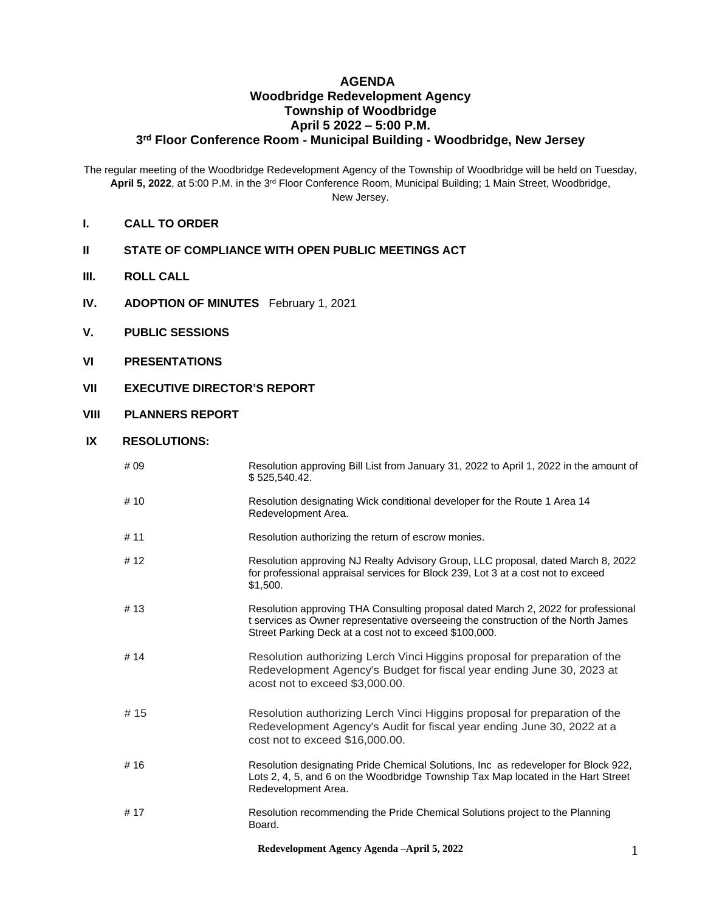# AGENDA
## Woodbridge Redevelopment Agency
## Township of Woodbridge
## April 5 2022 – 5:00 P.M.
## 3rd Floor Conference Room - Municipal Building - Woodbridge, New Jersey

The regular meeting of the Woodbridge Redevelopment Agency of the Township of Woodbridge will be held on Tuesday, **April 5, 2022**, at 5:00 P.M. in the 3rd Floor Conference Room, Municipal Building; 1 Main Street, Woodbridge, New Jersey.

**I. CALL TO ORDER**

**II STATE OF COMPLIANCE WITH OPEN PUBLIC MEETINGS ACT**

**III. ROLL CALL**

**IV. ADOPTION OF MINUTES** February 1, 2021

**V. PUBLIC SESSIONS**

**VI PRESENTATIONS**

**VII EXECUTIVE DIRECTOR'S REPORT**

**VIII PLANNERS REPORT**

**IX RESOLUTIONS:**

| | |
|---|---|
| # 09 | Resolution approving Bill List from January 31, 2022 to April 1, 2022 in the amount of $ 525,540.42. |
| # 10 | Resolution designating Wick conditional developer for the Route 1 Area 14 Redevelopment Area. |
| # 11 | Resolution authorizing the return of escrow monies. |
| # 12 | Resolution approving NJ Realty Advisory Group, LLC proposal, dated March 8, 2022 for professional appraisal services for Block 239, Lot 3 at a cost not to exceed $1,500. |
| # 13 | Resolution approving THA Consulting proposal dated March 2, 2022 for professional t services as Owner representative overseeing the construction of the North James Street Parking Deck at a cost not to exceed $100,000. |
| # 14 | Resolution authorizing Lerch Vinci Higgins proposal for preparation of the Redevelopment Agency's Budget for fiscal year ending June 30, 2023 at acost not to exceed $3,000.00. |
| # 15 | Resolution authorizing Lerch Vinci Higgins proposal for preparation of the Redevelopment Agency's Audit for fiscal year ending June 30, 2022 at a cost not to exceed $16,000.00. |
| # 16 | Resolution designating Pride Chemical Solutions, Inc as redeveloper for Block 922, Lots 2, 4, 5, and 6 on the Woodbridge Township Tax Map located in the Hart Street Redevelopment Area. |
| # 17 | Resolution recommending the Pride Chemical Solutions project to the Planning Board. |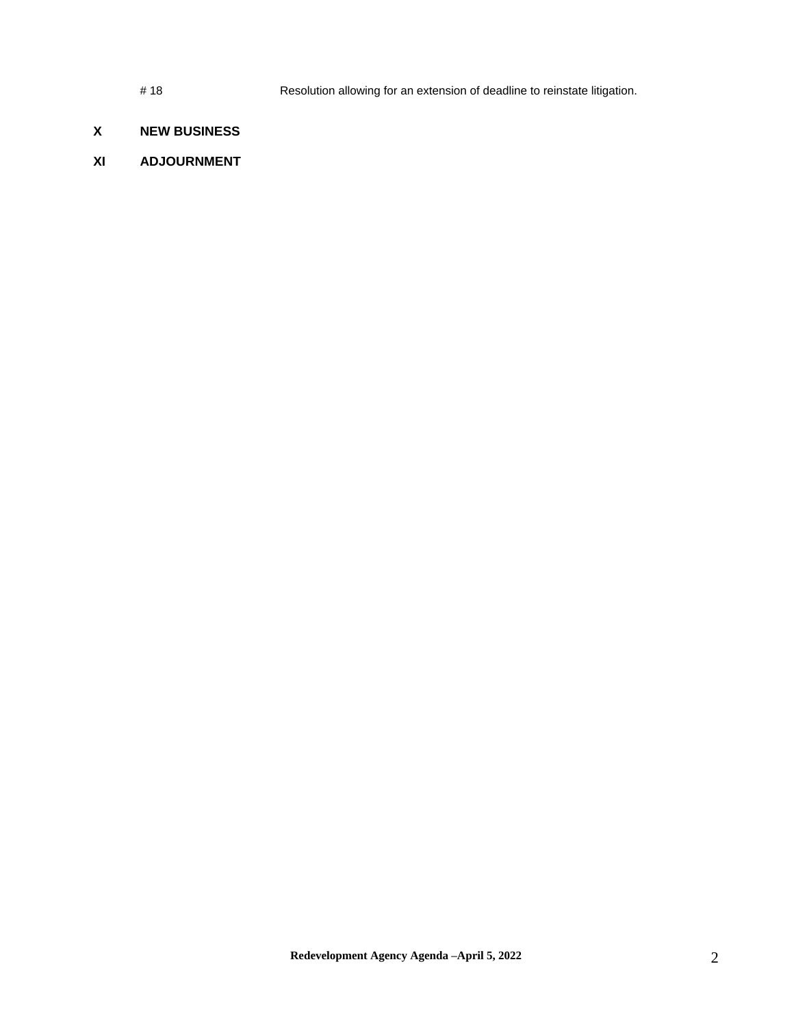# 18 Resolution allowing for an extension of deadline to reinstate litigation.

**X NEW BUSINESS**

**XI ADJOURNMENT**